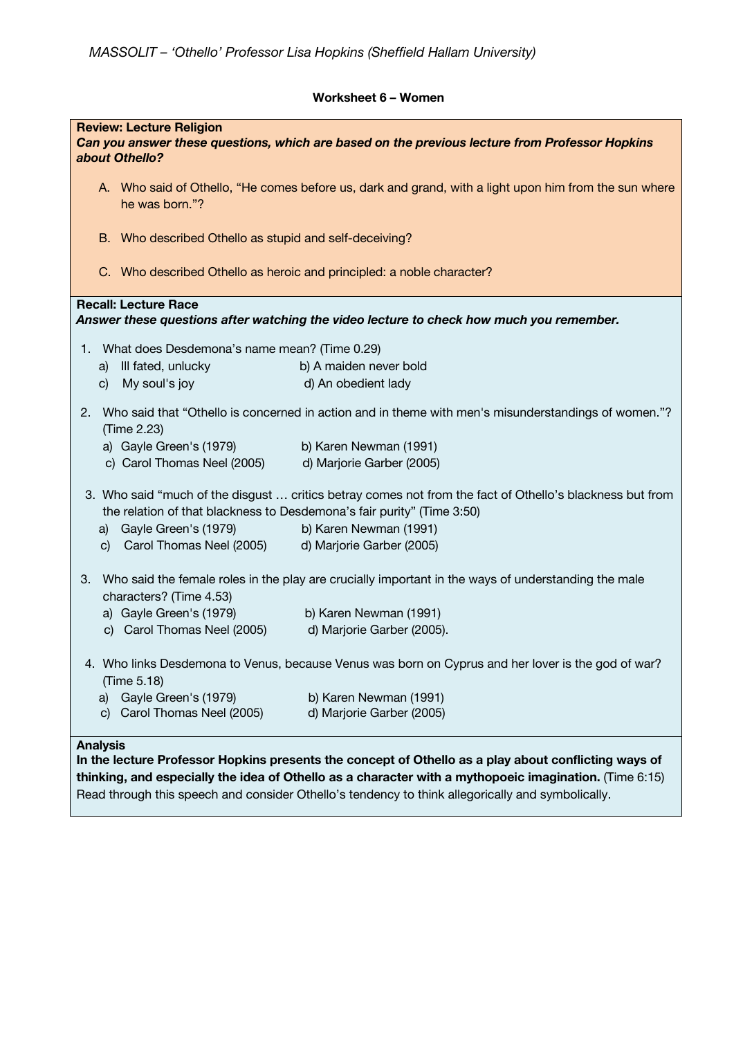*MASSOLIT – 'Othello' Professor Lisa Hopkins (Sheffield Hallam University)*

**Worksheet 6 – Women**

**Review: Lecture Religion**

***Can you answer these questions, which are based on the previous lecture from Professor Hopkins about Othello?***

A. Who said of Othello, "He comes before us, dark and grand, with a light upon him from the sun where he was born."?

B. Who described Othello as stupid and self-deceiving?

C. Who described Othello as heroic and principled: a noble character?

**Recall: Lecture Race**

***Answer these questions after watching the video lecture to check how much you remember.***

1. What does Desdemona's name mean? (Time 0.29)
   - a) Ill fated, unlucky
   - b) A maiden never bold
   - c) My soul's joy
   - d) An obedient lady

2. Who said that "Othello is concerned in action and in theme with men's misunderstandings of women."? (Time 2.23)
   - a) Gayle Green's (1979)
   - b) Karen Newman (1991)
   - c) Carol Thomas Neel (2005)
   - d) Marjorie Garber (2005)

3. Who said "much of the disgust … critics betray comes not from the fact of Othello's blackness but from the relation of that blackness to Desdemona's fair purity" (Time 3:50)
   - a) Gayle Green's (1979)
   - b) Karen Newman (1991)
   - c) Carol Thomas Neel (2005)
   - d) Marjorie Garber (2005)

3. Who said the female roles in the play are crucially important in the ways of understanding the male characters? (Time 4.53)
   - a) Gayle Green's (1979)
   - b) Karen Newman (1991)
   - c) Carol Thomas Neel (2005)
   - d) Marjorie Garber (2005).

4. Who links Desdemona to Venus, because Venus was born on Cyprus and her lover is the god of war? (Time 5.18)
   - a) Gayle Green's (1979)
   - b) Karen Newman (1991)
   - c) Carol Thomas Neel (2005)
   - d) Marjorie Garber (2005)

**Analysis**

**In the lecture Professor Hopkins presents the concept of Othello as a play about conflicting ways of thinking, and especially the idea of Othello as a character with a mythopoeic imagination.** (Time 6:15) Read through this speech and consider Othello's tendency to think allegorically and symbolically.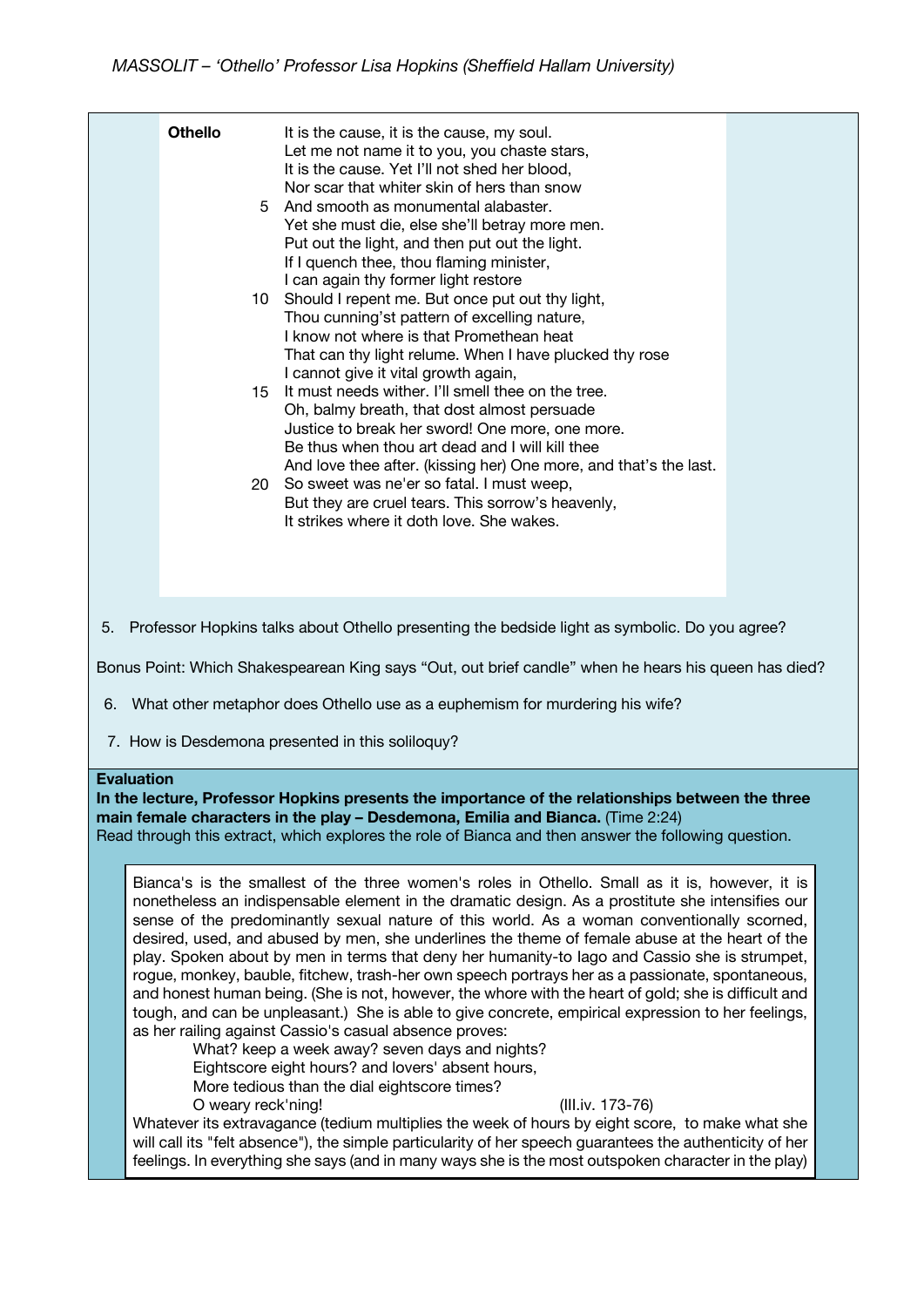**Othello**

It is the cause, it is the cause, my soul.
Let me not name it to you, you chaste stars,
It is the cause. Yet I'll not shed her blood,
Nor scar that whiter skin of hers than snow
5 And smooth as monumental alabaster.
Yet she must die, else she'll betray more men.
Put out the light, and then put out the light.
If I quench thee, thou flaming minister,
I can again thy former light restore
10 Should I repent me. But once put out thy light,
Thou cunning'st pattern of excelling nature,
I know not where is that Promethean heat
That can thy light relume. When I have plucked thy rose
I cannot give it vital growth again,
15 It must needs wither. I'll smell thee on the tree.
Oh, balmy breath, that dost almost persuade
Justice to break her sword! One more, one more.
Be thus when thou art dead and I will kill thee
And love thee after. (kissing her) One more, and that's the last.
20 So sweet was ne'er so fatal. I must weep,
But they are cruel tears. This sorrow's heavenly,
It strikes where it doth love. She wakes.

5. Professor Hopkins talks about Othello presenting the bedside light as symbolic. Do you agree?

Bonus Point: Which Shakespearean King says "Out, out brief candle" when he hears his queen has died?

6. What other metaphor does Othello use as a euphemism for murdering his wife?

7. How is Desdemona presented in this soliloquy?

**Evaluation**

**In the lecture, Professor Hopkins presents the importance of the relationships between the three main female characters in the play – Desdemona, Emilia and Bianca.** (Time 2:24)
Read through this extract, which explores the role of Bianca and then answer the following question.

Bianca's is the smallest of the three women's roles in Othello. Small as it is, however, it is nonetheless an indispensable element in the dramatic design. As a prostitute she intensifies our sense of the predominantly sexual nature of this world. As a woman conventionally scorned, desired, used, and abused by men, she underlines the theme of female abuse at the heart of the play. Spoken about by men in terms that deny her humanity-to Iago and Cassio she is strumpet, rogue, monkey, bauble, fitchew, trash-her own speech portrays her as a passionate, spontaneous, and honest human being. (She is not, however, the whore with the heart of gold; she is difficult and tough, and can be unpleasant.) She is able to give concrete, empirical expression to her feelings, as her railing against Cassio's casual absence proves:

> What? keep a week away? seven days and nights?
> Eightscore eight hours? and lovers' absent hours,
> More tedious than the dial eightscore times?
> O weary reck'ning! (III.iv. 173-76)

Whatever its extravagance (tedium multiplies the week of hours by eight score, to make what she will call its "felt absence"), the simple particularity of her speech guarantees the authenticity of her feelings. In everything she says (and in many ways she is the most outspoken character in the play)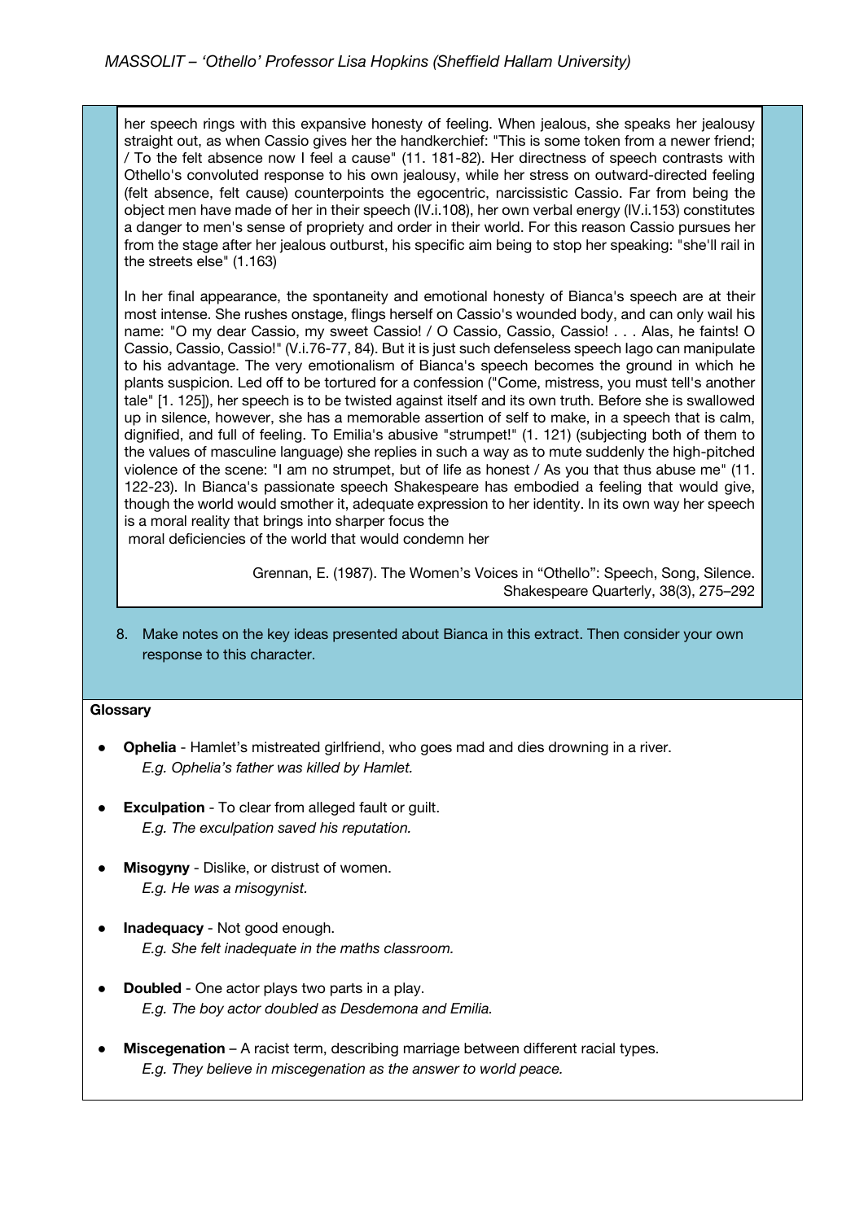her speech rings with this expansive honesty of feeling. When jealous, she speaks her jealousy straight out, as when Cassio gives her the handkerchief: "This is some token from a newer friend; / To the felt absence now I feel a cause" (11. 181-82). Her directness of speech contrasts with Othello's convoluted response to his own jealousy, while her stress on outward-directed feeling (felt absence, felt cause) counterpoints the egocentric, narcissistic Cassio. Far from being the object men have made of her in their speech (IV.i.108), her own verbal energy (IV.i.153) constitutes a danger to men's sense of propriety and order in their world. For this reason Cassio pursues her from the stage after her jealous outburst, his specific aim being to stop her speaking: "she'll rail in the streets else" (1.163)

In her final appearance, the spontaneity and emotional honesty of Bianca's speech are at their most intense. She rushes onstage, flings herself on Cassio's wounded body, and can only wail his name: "O my dear Cassio, my sweet Cassio! / O Cassio, Cassio, Cassio! . . . Alas, he faints! O Cassio, Cassio, Cassio!" (V.i.76-77, 84). But it is just such defenseless speech Iago can manipulate to his advantage. The very emotionalism of Bianca's speech becomes the ground in which he plants suspicion. Led off to be tortured for a confession ("Come, mistress, you must tell's another tale" [1. 125]), her speech is to be twisted against itself and its own truth. Before she is swallowed up in silence, however, she has a memorable assertion of self to make, in a speech that is calm, dignified, and full of feeling. To Emilia's abusive "strumpet!" (1. 121) (subjecting both of them to the values of masculine language) she replies in such a way as to mute suddenly the high-pitched violence of the scene: "I am no strumpet, but of life as honest / As you that thus abuse me" (11. 122-23). In Bianca's passionate speech Shakespeare has embodied a feeling that would give, though the world would smother it, adequate expression to her identity. In its own way her speech is a moral reality that brings into sharper focus the moral deficiencies of the world that would condemn her

Grennan, E. (1987). The Women's Voices in "Othello": Speech, Song, Silence. Shakespeare Quarterly, 38(3), 275–292

8. Make notes on the key ideas presented about Bianca in this extract. Then consider your own response to this character.

**Glossary**

- **Ophelia** - Hamlet's mistreated girlfriend, who goes mad and dies drowning in a river.
  *E.g. Ophelia's father was killed by Hamlet.*
- **Exculpation** - To clear from alleged fault or guilt.
  *E.g. The exculpation saved his reputation.*
- **Misogyny** - Dislike, or distrust of women.
  *E.g. He was a misogynist.*
- **Inadequacy** - Not good enough.
  *E.g. She felt inadequate in the maths classroom.*
- **Doubled** - One actor plays two parts in a play.
  *E.g. The boy actor doubled as Desdemona and Emilia.*
- **Miscegenation** – A racist term, describing marriage between different racial types.
  *E.g. They believe in miscegenation as the answer to world peace.*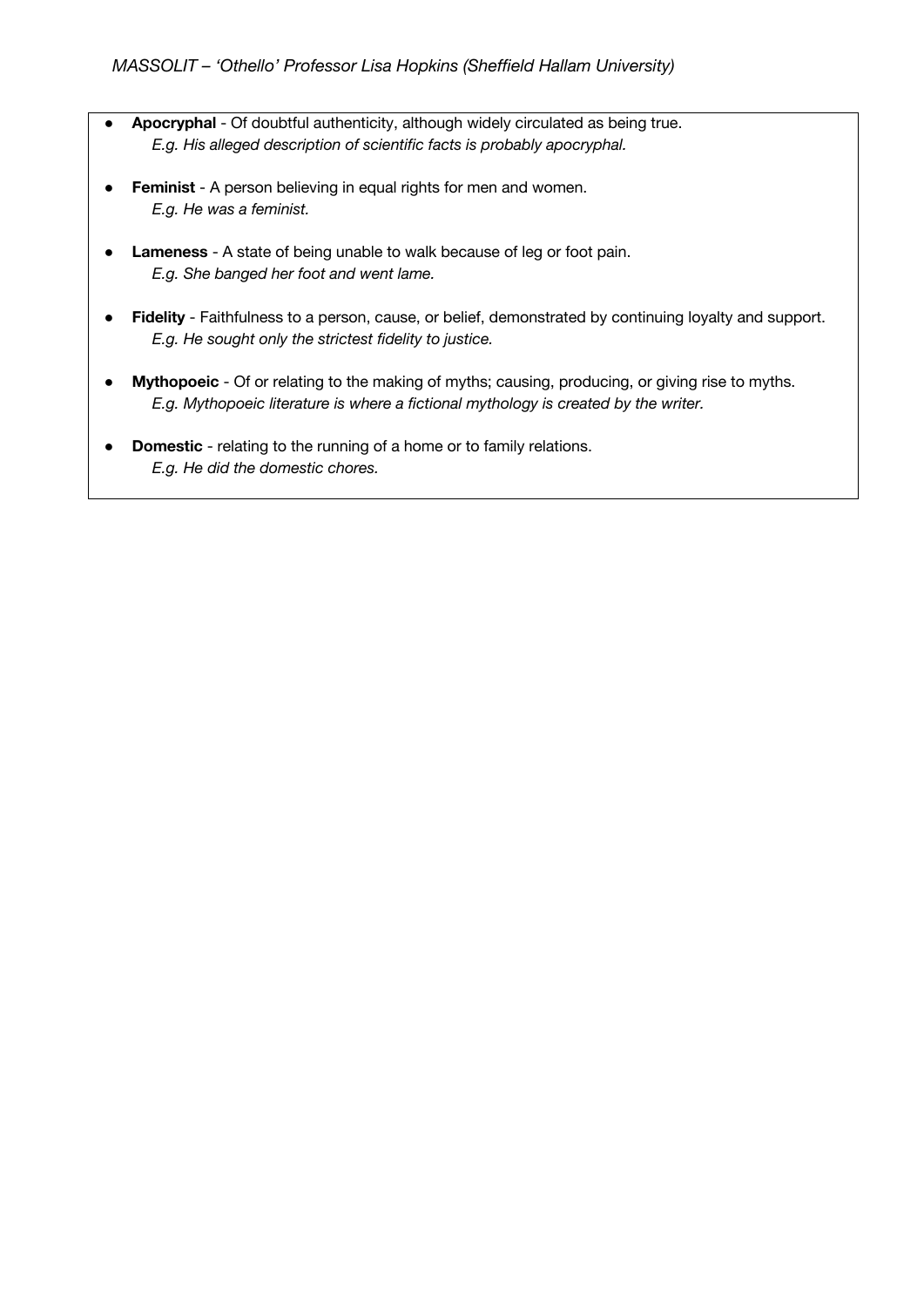- **Apocryphal** - Of doubtful authenticity, although widely circulated as being true.
  *E.g. His alleged description of scientific facts is probably apocryphal.*

- **Feminist** - A person believing in equal rights for men and women.
  *E.g. He was a feminist.*

- **Lameness** - A state of being unable to walk because of leg or foot pain.
  *E.g. She banged her foot and went lame.*

- **Fidelity** - Faithfulness to a person, cause, or belief, demonstrated by continuing loyalty and support.
  *E.g. He sought only the strictest fidelity to justice.*

- **Mythopoeic** - Of or relating to the making of myths; causing, producing, or giving rise to myths.
  *E.g. Mythopoeic literature is where a fictional mythology is created by the writer.*

- **Domestic** - relating to the running of a home or to family relations.
  *E.g. He did the domestic chores.*